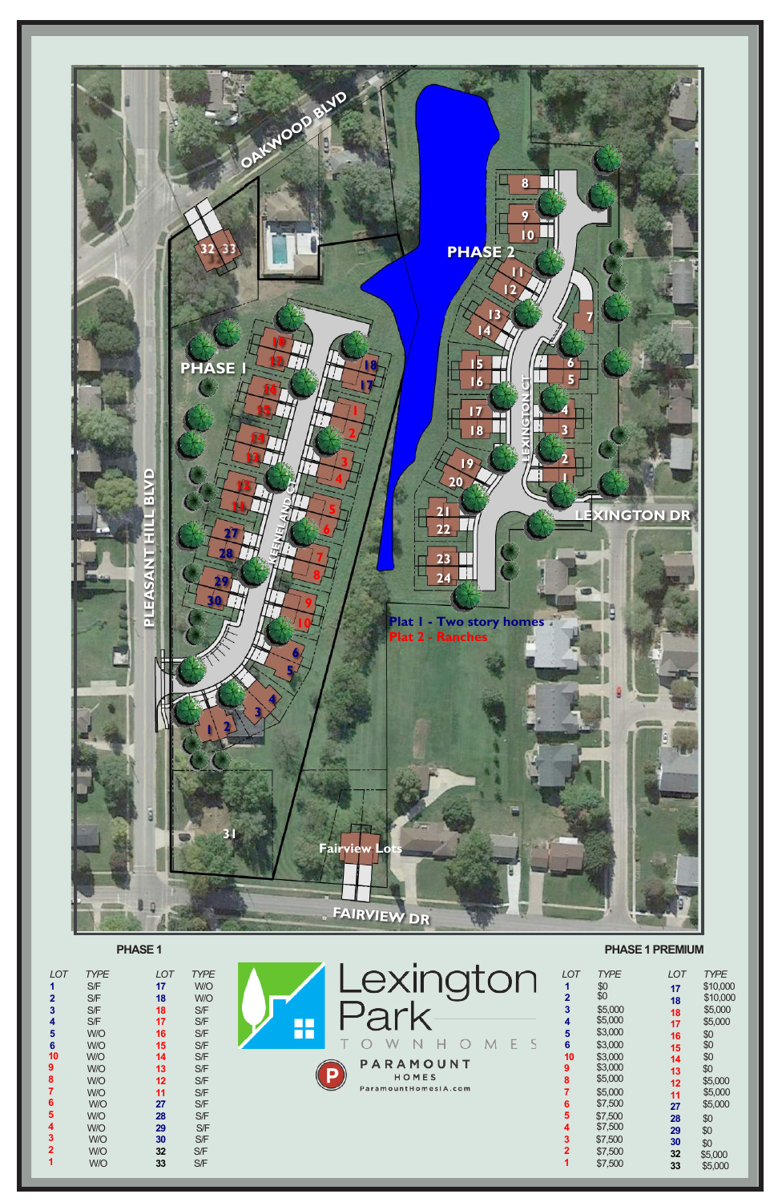OAKWOOD BLVD

PHASE 2

PHASE 1

PLEASANT HILL BLVD

KEENELAND CT

LEXINGTON CT

LEXINGTON DR

Plat 1 - Two story homes

Plat 2 - Ranches

Fairview Lots

FAIRVIEW DR

## PHASE 1

| LOT | TYPE | LOT | TYPE |
|---|---|---|---|
| 1 | S/F | 17 | W/O |
| 2 | S/F | 18 | W/O |
| 3 | S/F | 18 | S/F |
| 4 | S/F | 17 | S/F |
| 5 | W/O | 16 | S/F |
| 6 | W/O | 15 | S/F |
| 10 | W/O | 14 | S/F |
| 9 | W/O | 13 | S/F |
| 8 | W/O | 12 | S/F |
| 7 | W/O | 11 | S/F |
| 6 | W/O | 27 | S/F |
| 5 | W/O | 28 | S/F |
| 4 | W/O | 29 | S/F |
| 3 | W/O | 30 | S/F |
| 2 | W/O | 32 | S/F |
| 1 | W/O | 33 | S/F |

# Lexington Park

TOWNHOMES

PARAMOUNT HOMES

ParamountHomesIA.com

## PHASE 1 PREMIUM

| LOT | TYPE | LOT | TYPE |
|---|---|---|---|
| 1 | $0 | 17 | $10,000 |
| 2 | $0 | 18 | $10,000 |
| 3 | $5,000 | 18 | $5,000 |
| 4 | $5,000 | 17 | $5,000 |
| 5 | $3,000 | 16 | $0 |
| 6 | $3,000 | 15 | $0 |
| 10 | $3,000 | 14 | $0 |
| 9 | $3,000 | 13 | $0 |
| 8 | $5,000 | 12 | $5,000 |
| 7 | $5,000 | 11 | $5,000 |
| 6 | $7,500 | 27 | $5,000 |
| 5 | $7,500 | 28 | $0 |
| 4 | $7,500 | 29 | $0 |
| 3 | $7,500 | 30 | $0 |
| 2 | $7,500 | 32 | $5,000 |
| 1 | $7,500 | 33 | $5,000 |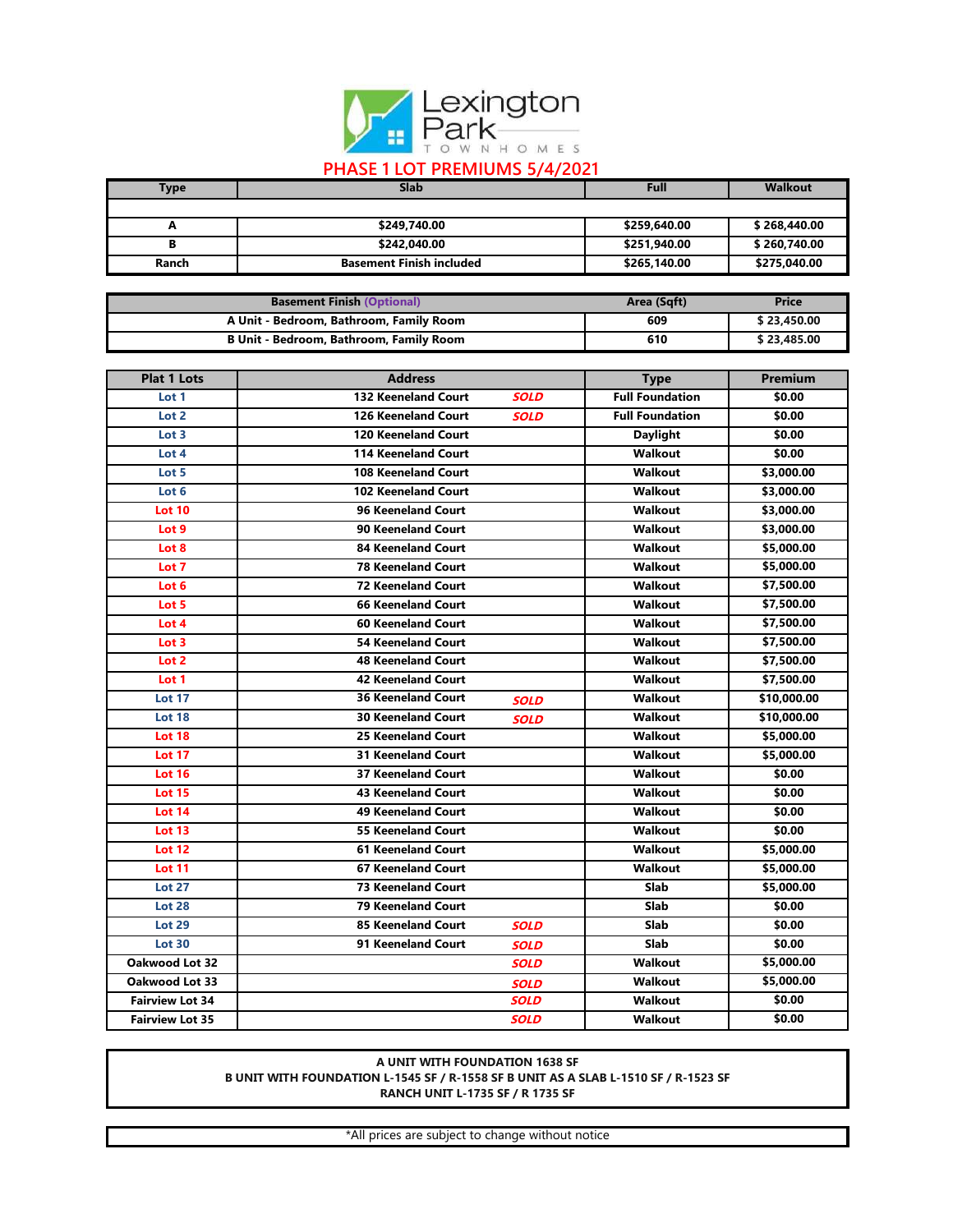Lexington Park

TOWNHOMES

## PHASE 1 LOT PREMIUMS 5/4/2021

| Type | Slab | Full | Walkout |
|---|---|---|---|
| | | | |
| A | $249,740.00 | $259,640.00 | $ 268,440.00 |
| B | $242,040.00 | $251,940.00 | $ 260,740.00 |
| Ranch | Basement Finish included | $265,140.00 | $275,040.00 |

| Basement Finish (Optional) | Area (Sqft) | Price |
|---|---|---|
| A Unit - Bedroom, Bathroom, Family Room | 609 | $ 23,450.00 |
| B Unit - Bedroom, Bathroom, Family Room | 610 | $ 23,485.00 |

| Plat 1 Lots | Address | | Type | Premium |
|---|---|---|---|---|
| Lot 1 | 132 Keeneland Court | SOLD | Full Foundation | $0.00 |
| Lot 2 | 126 Keeneland Court | SOLD | Full Foundation | $0.00 |
| Lot 3 | 120 Keeneland Court | | Daylight | $0.00 |
| Lot 4 | 114 Keeneland Court | | Walkout | $0.00 |
| Lot 5 | 108 Keeneland Court | | Walkout | $3,000.00 |
| Lot 6 | 102 Keeneland Court | | Walkout | $3,000.00 |
| Lot 10 | 96 Keeneland Court | | Walkout | $3,000.00 |
| Lot 9 | 90 Keeneland Court | | Walkout | $3,000.00 |
| Lot 8 | 84 Keeneland Court | | Walkout | $5,000.00 |
| Lot 7 | 78 Keeneland Court | | Walkout | $5,000.00 |
| Lot 6 | 72 Keeneland Court | | Walkout | $7,500.00 |
| Lot 5 | 66 Keeneland Court | | Walkout | $7,500.00 |
| Lot 4 | 60 Keeneland Court | | Walkout | $7,500.00 |
| Lot 3 | 54 Keeneland Court | | Walkout | $7,500.00 |
| Lot 2 | 48 Keeneland Court | | Walkout | $7,500.00 |
| Lot 1 | 42 Keeneland Court | | Walkout | $7,500.00 |
| Lot 17 | 36 Keeneland Court | SOLD | Walkout | $10,000.00 |
| Lot 18 | 30 Keeneland Court | SOLD | Walkout | $10,000.00 |
| Lot 18 | 25 Keeneland Court | | Walkout | $5,000.00 |
| Lot 17 | 31 Keeneland Court | | Walkout | $5,000.00 |
| Lot 16 | 37 Keeneland Court | | Walkout | $0.00 |
| Lot 15 | 43 Keeneland Court | | Walkout | $0.00 |
| Lot 14 | 49 Keeneland Court | | Walkout | $0.00 |
| Lot 13 | 55 Keeneland Court | | Walkout | $0.00 |
| Lot 12 | 61 Keeneland Court | | Walkout | $5,000.00 |
| Lot 11 | 67 Keeneland Court | | Walkout | $5,000.00 |
| Lot 27 | 73 Keeneland Court | | Slab | $5,000.00 |
| Lot 28 | 79 Keeneland Court | | Slab | $0.00 |
| Lot 29 | 85 Keeneland Court | SOLD | Slab | $0.00 |
| Lot 30 | 91 Keeneland Court | SOLD | Slab | $0.00 |
| Oakwood Lot 32 | | SOLD | Walkout | $5,000.00 |
| Oakwood Lot 33 | | SOLD | Walkout | $5,000.00 |
| Fairview Lot 34 | | SOLD | Walkout | $0.00 |
| Fairview Lot 35 | | SOLD | Walkout | $0.00 |

A UNIT WITH FOUNDATION 1638 SF
B UNIT WITH FOUNDATION L-1545 SF / R-1558 SF B UNIT AS A SLAB L-1510 SF / R-1523 SF
RANCH UNIT L-1735 SF / R 1735 SF

*All prices are subject to change without notice